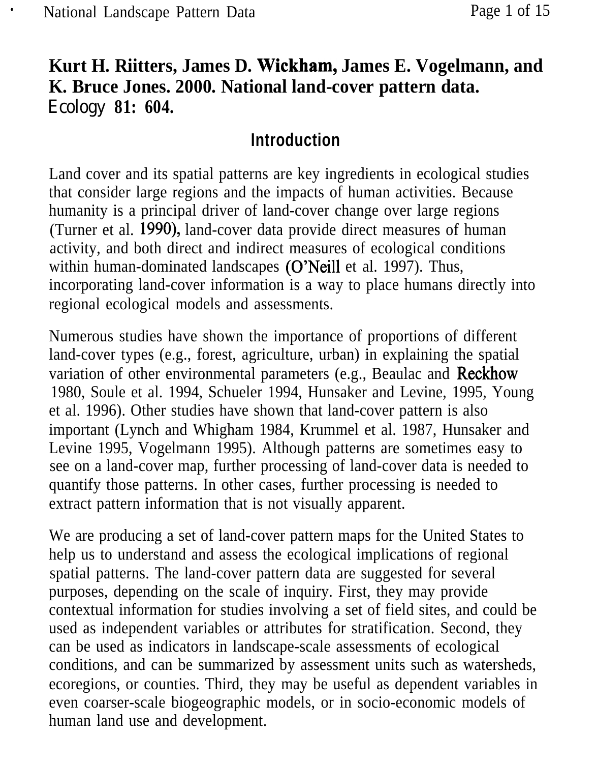**Kurt H. Riitters, James D. Wickham, James E. Vogelmann, and K. Bruce Jones. 2000. National land-cover pattern data. *Ecology* 81: 604.**

## Introduction

Land cover and its spatial patterns are key ingredients in ecological studies that consider large regions and the impacts of human activities. Because humanity is a principal driver of land-cover change over large regions (Turner et al. 1990), land-cover data provide direct measures of human activity, and both direct and indirect measures of ecological conditions within human-dominated landscapes (O'Neill et al. 1997). Thus, incorporating land-cover information is a way to place humans directly into regional ecological models and assessments.

Numerous studies have shown the importance of proportions of different land-cover types (e.g., forest, agriculture, urban) in explaining the spatial variation of other environmental parameters (e.g., Beaulac and Reckhow 1980, Soule et al. 1994, Schueler 1994, Hunsaker and Levine, 1995, Young et al. 1996). Other studies have shown that land-cover pattern is also important (Lynch and Whigham 1984, Krummel et al. 1987, Hunsaker and Levine 1995, Vogelmann 1995). Although patterns are sometimes easy to see on a land-cover map, further processing of land-cover data is needed to quantify those patterns. In other cases, further processing is needed to extract pattern information that is not visually apparent.

We are producing a set of land-cover pattern maps for the United States to help us to understand and assess the ecological implications of regional spatial patterns. The land-cover pattern data are suggested for several purposes, depending on the scale of inquiry. First, they may provide contextual information for studies involving a set of field sites, and could be used as independent variables or attributes for stratification. Second, they can be used as indicators in landscape-scale assessments of ecological conditions, and can be summarized by assessment units such as watersheds, ecoregions, or counties. Third, they may be useful as dependent variables in even coarser-scale biogeographic models, or in socio-economic models of human land use and development.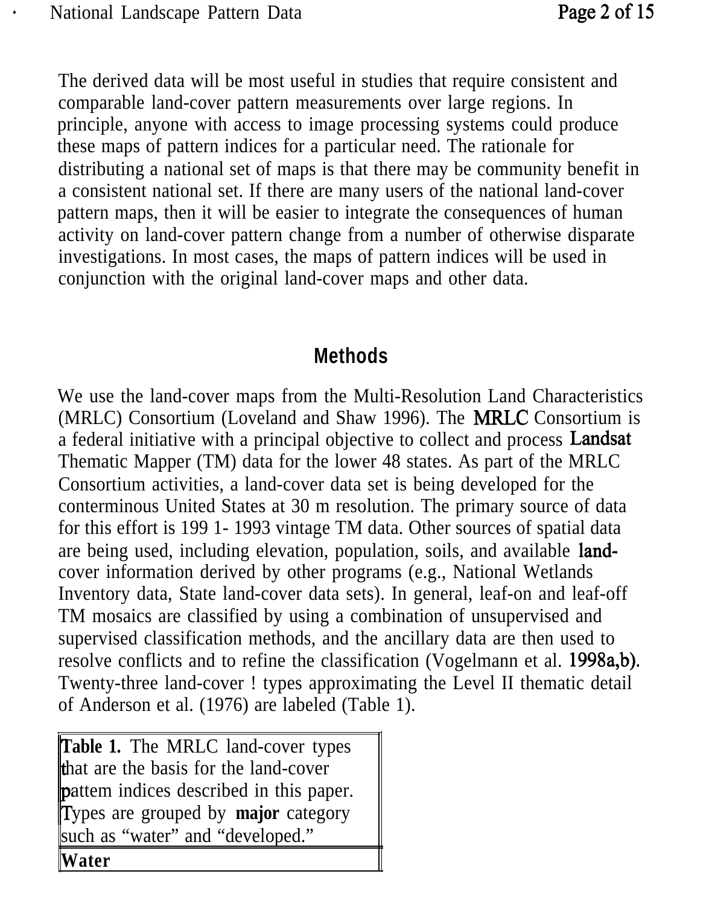The derived data will be most useful in studies that require consistent and comparable land-cover pattern measurements over large regions. In principle, anyone with access to image processing systems could produce these maps of pattern indices for a particular need. The rationale for distributing a national set of maps is that there may be community benefit in a consistent national set. If there are many users of the national land-cover pattern maps, then it will be easier to integrate the consequences of human activity on land-cover pattern change from a number of otherwise disparate investigations. In most cases, the maps of pattern indices will be used in conjunction with the original land-cover maps and other data.

## Methods

We use the land-cover maps from the Multi-Resolution Land Characteristics (MRLC) Consortium (Loveland and Shaw 1996). The MRLC Consortium is a federal initiative with a principal objective to collect and process Landsat Thematic Mapper (TM) data for the lower 48 states. As part of the MRLC Consortium activities, a land-cover data set is being developed for the conterminous United States at 30 m resolution. The primary source of data for this effort is 199 1- 1993 vintage TM data. Other sources of spatial data are being used, including elevation, population, soils, and available land-cover information derived by other programs (e.g., National Wetlands Inventory data, State land-cover data sets). In general, leaf-on and leaf-off TM mosaics are classified by using a combination of unsupervised and supervised classification methods, and the ancillary data are then used to resolve conflicts and to refine the classification (Vogelmann et al. 1998a,b). Twenty-three land-cover ! types approximating the Level II thematic detail of Anderson et al. (1976) are labeled (Table 1).

| **Table 1.** The MRLC land-cover types that are the basis for the land-cover pattem indices described in this paper. Types are grouped by **major** category such as "water" and "developed." |
| --- |
| **Water** |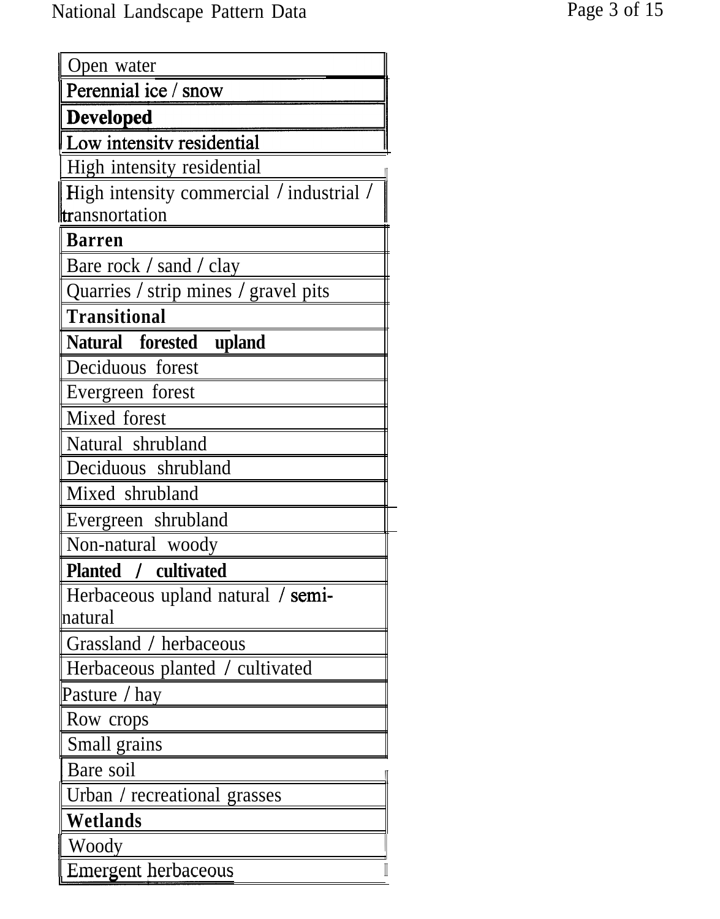| |
|---|
| Open water |
| Perennial ice / snow |
| **Developed** |
| Low intensitv residential |
| High intensity residential |
| High intensity commercial / industrial / transnortation |
| **Barren** |
| Bare rock / sand / clay |
| Quarries / strip mines / gravel pits |
| **Transitional** |
| **Natural forested upland** |
| Deciduous forest |
| Evergreen forest |
| Mixed forest |
| Natural shrubland |
| Deciduous shrubland |
| Mixed shrubland |
| Evergreen shrubland |
| Non-natural woody |
| **Planted / cultivated** |
| Herbaceous upland natural / semi-natural |
| Grassland / herbaceous |
| Herbaceous planted / cultivated |
| Pasture / hay |
| Row crops |
| Small grains |
| Bare soil |
| Urban / recreational grasses |
| **Wetlands** |
| Woody |
| Emergent herbaceous |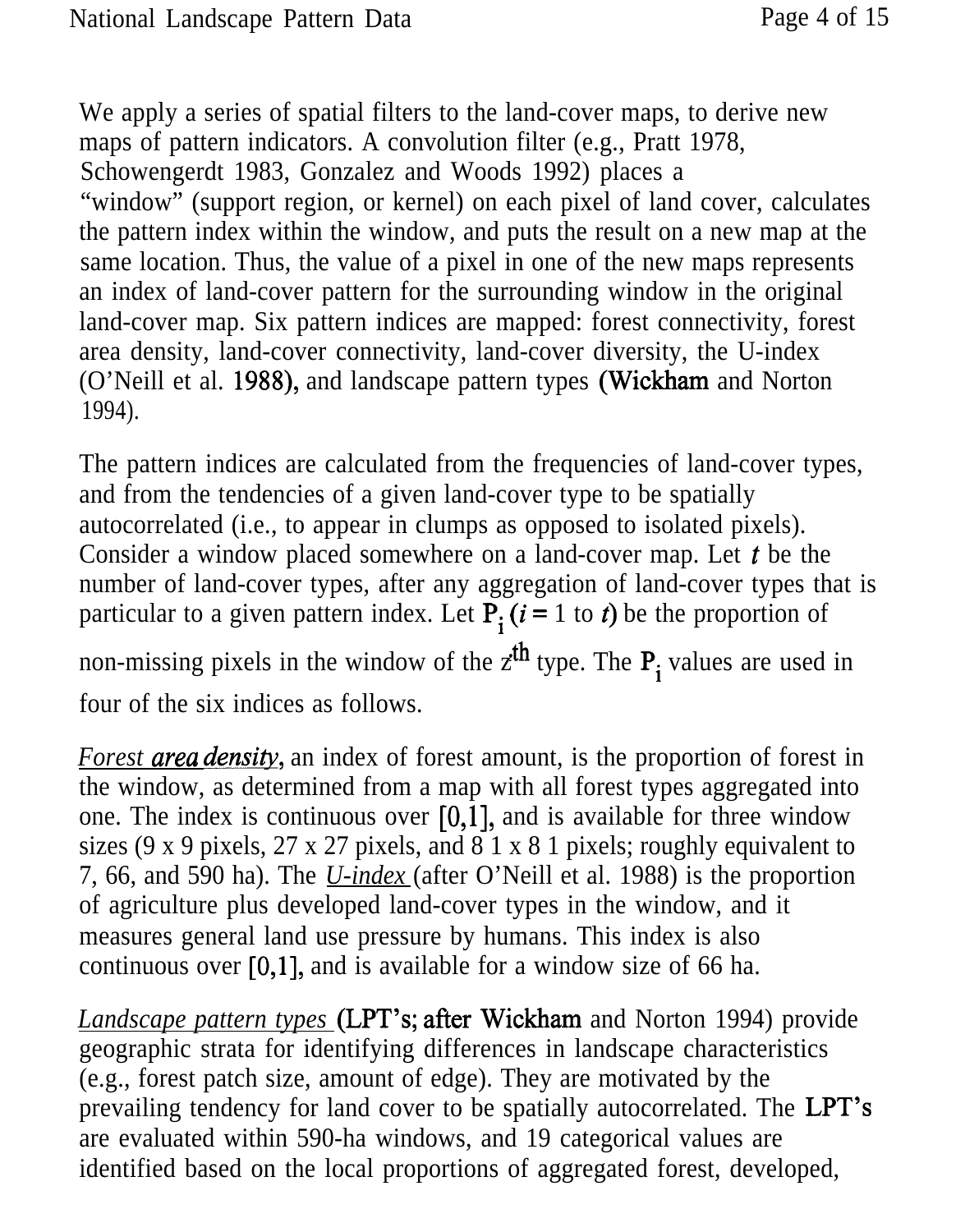We apply a series of spatial filters to the land-cover maps, to derive new maps of pattern indicators. A convolution filter (e.g., Pratt 1978, Schowengerdt 1983, Gonzalez and Woods 1992) places a "window" (support region, or kernel) on each pixel of land cover, calculates the pattern index within the window, and puts the result on a new map at the same location. Thus, the value of a pixel in one of the new maps represents an index of land-cover pattern for the surrounding window in the original land-cover map. Six pattern indices are mapped: forest connectivity, forest area density, land-cover connectivity, land-cover diversity, the U-index (O'Neill et al. 1988), and landscape pattern types (Wickham and Norton 1994).

The pattern indices are calculated from the frequencies of land-cover types, and from the tendencies of a given land-cover type to be spatially autocorrelated (i.e., to appear in clumps as opposed to isolated pixels). Consider a window placed somewhere on a land-cover map. Let $t$ be the number of land-cover types, after any aggregation of land-cover types that is particular to a given pattern index. Let $P_i$ ($i = 1$ to $t$) be the proportion of non-missing pixels in the window of the $i^{th}$ type. The $P_i$ values are used in four of the six indices as follows.

*Forest area density*, an index of forest amount, is the proportion of forest in the window, as determined from a map with all forest types aggregated into one. The index is continuous over [0,1], and is available for three window sizes (9 x 9 pixels, 27 x 27 pixels, and 81 x 81 pixels; roughly equivalent to 7, 66, and 590 ha). The *U-index* (after O'Neill et al. 1988) is the proportion of agriculture plus developed land-cover types in the window, and it measures general land use pressure by humans. This index is also continuous over [0,1], and is available for a window size of 66 ha.

*Landscape pattern types* (LPT's; after Wickham and Norton 1994) provide geographic strata for identifying differences in landscape characteristics (e.g., forest patch size, amount of edge). They are motivated by the prevailing tendency for land cover to be spatially autocorrelated. The LPT's are evaluated within 590-ha windows, and 19 categorical values are identified based on the local proportions of aggregated forest, developed,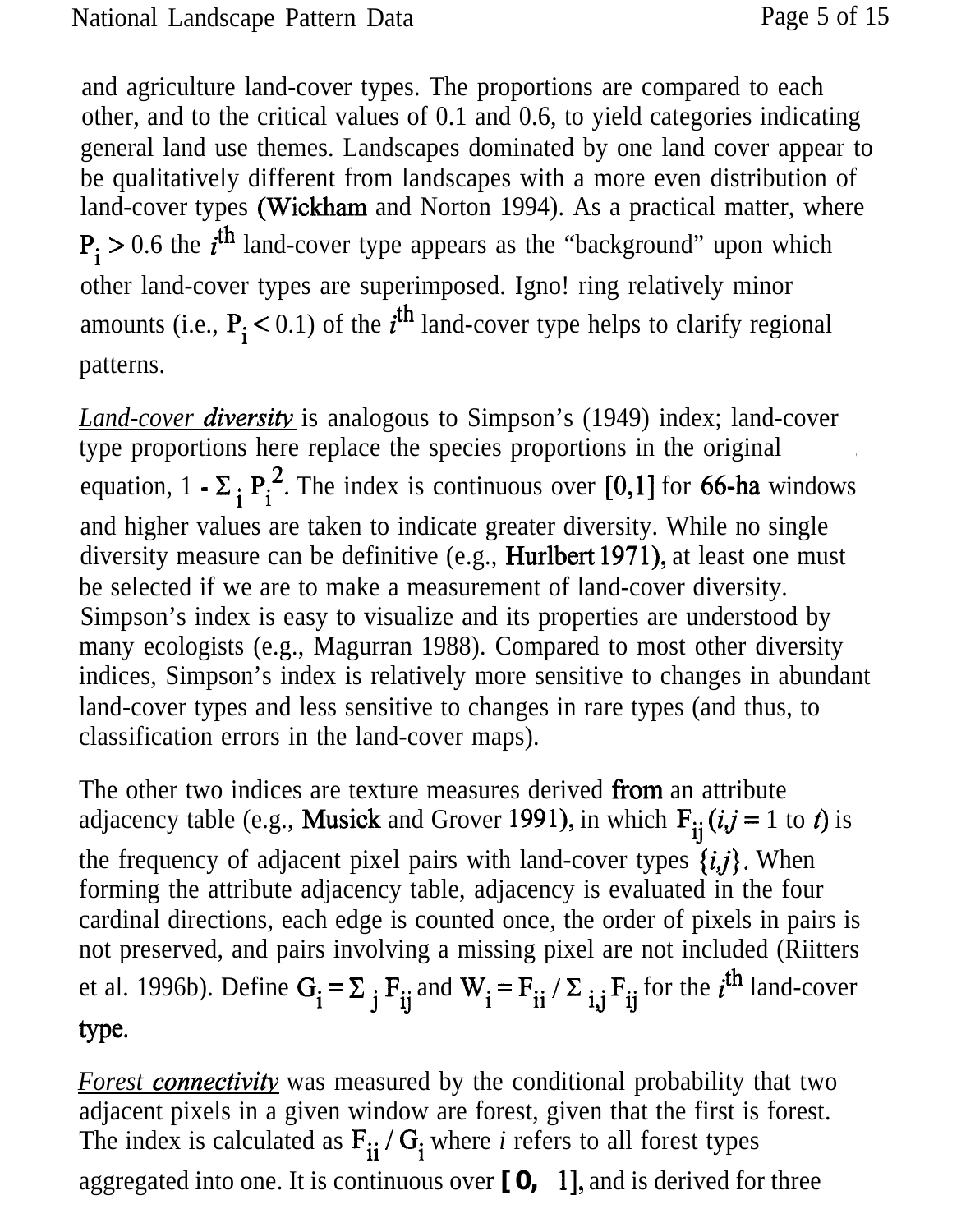and agriculture land-cover types. The proportions are compared to each other, and to the critical values of 0.1 and 0.6, to yield categories indicating general land use themes. Landscapes dominated by one land cover appear to be qualitatively different from landscapes with a more even distribution of land-cover types (Wickham and Norton 1994). As a practical matter, where $P_i > 0.6$ the $i^{th}$ land-cover type appears as the "background" upon which other land-cover types are superimposed. Igno! ring relatively minor amounts (i.e., $P_i < 0.1$) of the $i^{th}$ land-cover type helps to clarify regional patterns.

*Land-cover diversity* is analogous to Simpson's (1949) index; land-cover type proportions here replace the species proportions in the original equation, $1 - \Sigma_i P_i^2$. The index is continuous over [0,1] for 66-ha windows and higher values are taken to indicate greater diversity. While no single diversity measure can be definitive (e.g., Hurlbert 1971), at least one must be selected if we are to make a measurement of land-cover diversity. Simpson's index is easy to visualize and its properties are understood by many ecologists (e.g., Magurran 1988). Compared to most other diversity indices, Simpson's index is relatively more sensitive to changes in abundant land-cover types and less sensitive to changes in rare types (and thus, to classification errors in the land-cover maps).

The other two indices are texture measures derived from an attribute adjacency table (e.g., Musick and Grover 1991), in which $F_{ij}$ ($i,j = 1$ to $t$) is the frequency of adjacent pixel pairs with land-cover types $\{i,j\}$. When forming the attribute adjacency table, adjacency is evaluated in the four cardinal directions, each edge is counted once, the order of pixels in pairs is not preserved, and pairs involving a missing pixel are not included (Riitters et al. 1996b). Define $G_i = \Sigma_j F_{ij}$ and $W_i = F_{ii} / \Sigma_{i,j} F_{ij}$ for the $i^{th}$ land-cover type.

*Forest connectivity* was measured by the conditional probability that two adjacent pixels in a given window are forest, given that the first is forest. The index is calculated as $F_{ii} / G_i$ where $i$ refers to all forest types aggregated into one. It is continuous over [0, 1], and is derived for three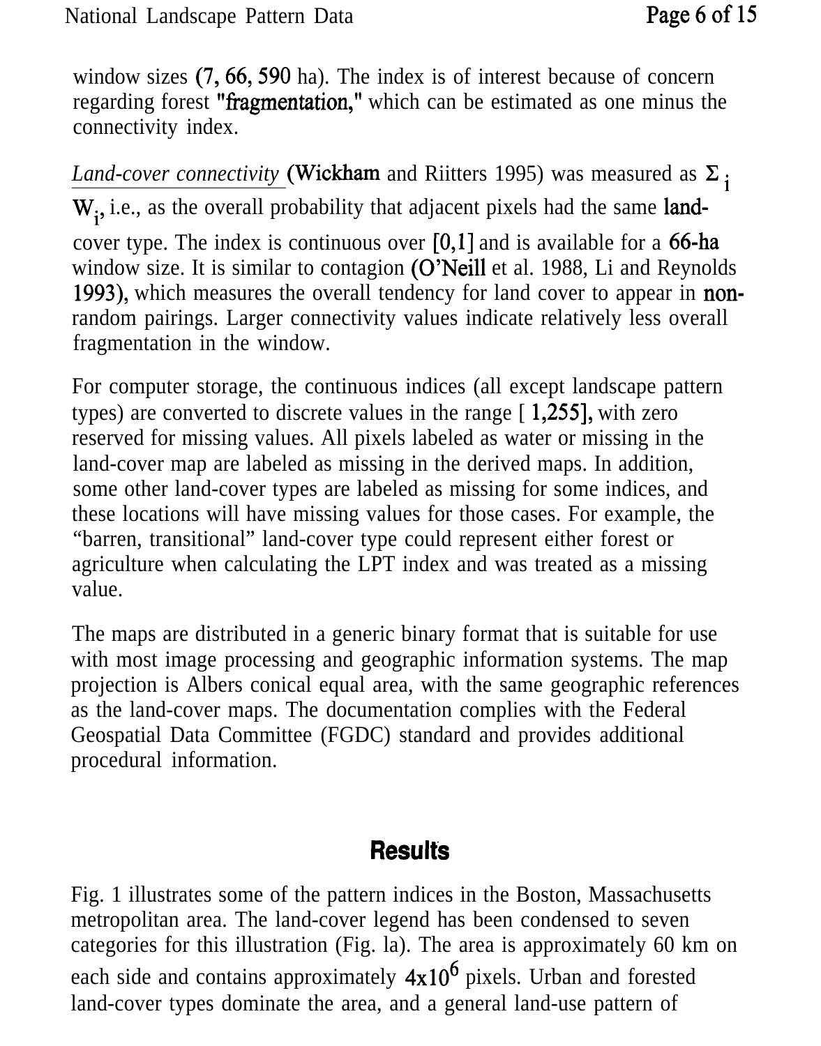window sizes (7, 66, 590 ha). The index is of interest because of concern regarding forest "fragmentation," which can be estimated as one minus the connectivity index.

*Land-cover connectivity* (Wickham and Riitters 1995) was measured as $\Sigma_i W_i$, i.e., as the overall probability that adjacent pixels had the same land-cover type. The index is continuous over [0,1] and is available for a 66-ha window size. It is similar to contagion (O'Neill et al. 1988, Li and Reynolds 1993), which measures the overall tendency for land cover to appear in non-random pairings. Larger connectivity values indicate relatively less overall fragmentation in the window.

For computer storage, the continuous indices (all except landscape pattern types) are converted to discrete values in the range [1,255], with zero reserved for missing values. All pixels labeled as water or missing in the land-cover map are labeled as missing in the derived maps. In addition, some other land-cover types are labeled as missing for some indices, and these locations will have missing values for those cases. For example, the "barren, transitional" land-cover type could represent either forest or agriculture when calculating the LPT index and was treated as a missing value.

The maps are distributed in a generic binary format that is suitable for use with most image processing and geographic information systems. The map projection is Albers conical equal area, with the same geographic references as the land-cover maps. The documentation complies with the Federal Geospatial Data Committee (FGDC) standard and provides additional procedural information.

## Results

Fig. 1 illustrates some of the pattern indices in the Boston, Massachusetts metropolitan area. The land-cover legend has been condensed to seven categories for this illustration (Fig. 1a). The area is approximately 60 km on each side and contains approximately $4 \times 10^6$ pixels. Urban and forested land-cover types dominate the area, and a general land-use pattern of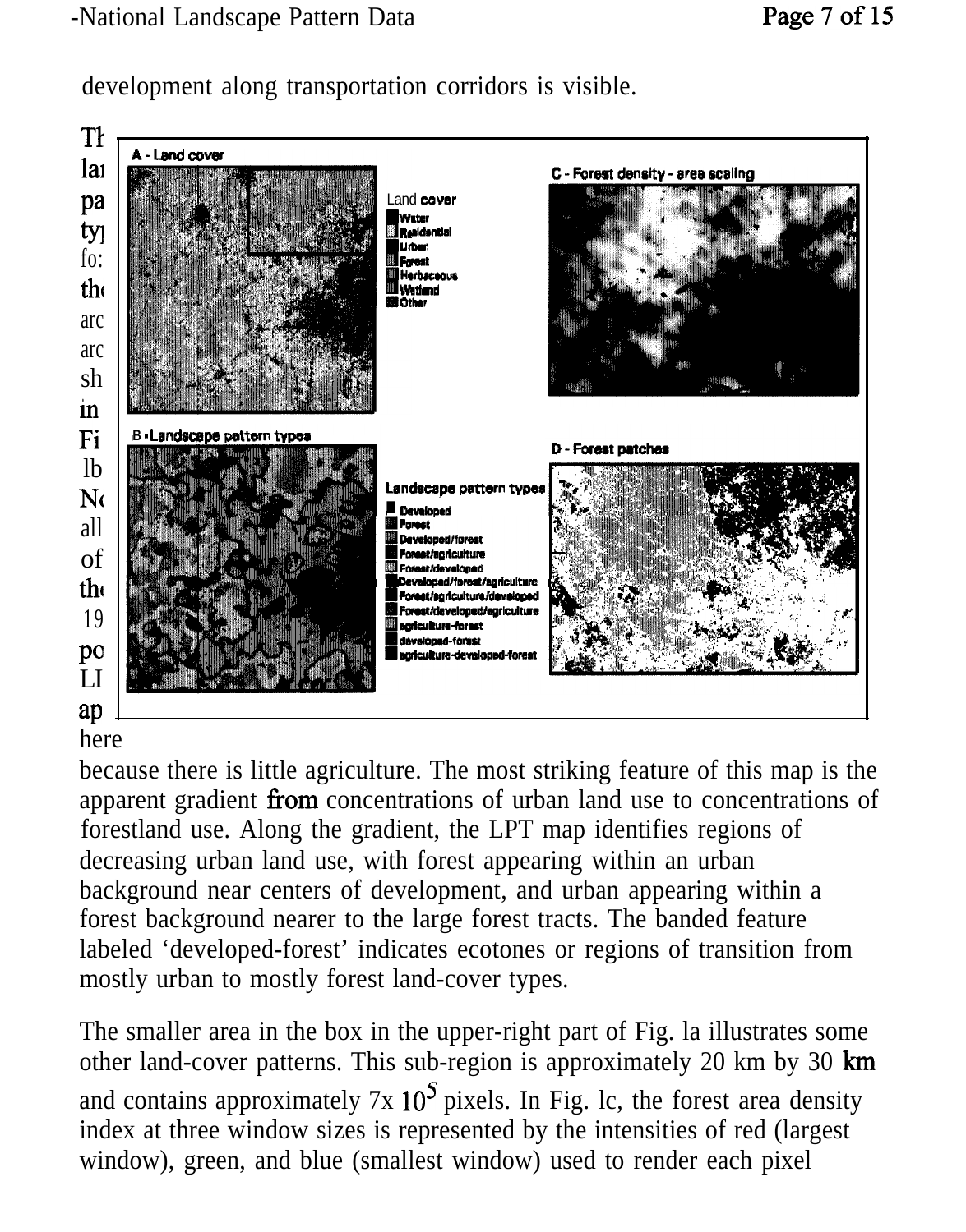development along transportation corridors is visible.

A - Land cover

Land cover
Water
Residential
Urban
Forest
Herbaceous
Wetland
Other

C - Forest density - area scaling

B - Landscape pattern types

Landscape pattern types
Developed
Forest
Developed/forest
Forest/agriculture
Forest/developed
Developed/forest/agriculture
Forest/agriculture/developed
Forest/developed/agriculture
agriculture-forest
developed-forest
agriculture-developed-forest

D - Forest patches

Th la pa ty fo: th arc arc sh in Fi lb N all of th 19 po LI ap here because there is little agriculture. The most striking feature of this map is the apparent gradient from concentrations of urban land use to concentrations of forestland use. Along the gradient, the LPT map identifies regions of decreasing urban land use, with forest appearing within an urban background near centers of development, and urban appearing within a forest background nearer to the large forest tracts. The banded feature labeled 'developed-forest' indicates ecotones or regions of transition from mostly urban to mostly forest land-cover types.

The smaller area in the box in the upper-right part of Fig. la illustrates some other land-cover patterns. This sub-region is approximately 20 km by 30 km and contains approximately $7 \times 10^5$ pixels. In Fig. lc, the forest area density index at three window sizes is represented by the intensities of red (largest window), green, and blue (smallest window) used to render each pixel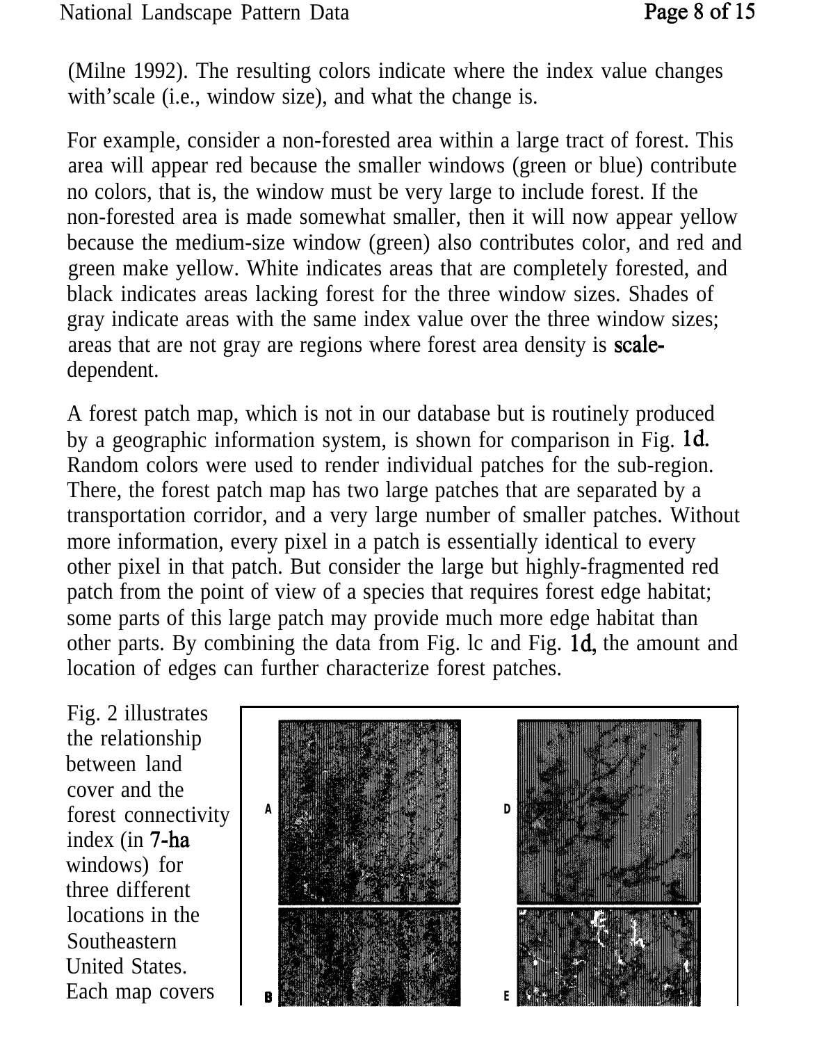(Milne 1992). The resulting colors indicate where the index value changes with'scale (i.e., window size), and what the change is.

For example, consider a non-forested area within a large tract of forest. This area will appear red because the smaller windows (green or blue) contribute no colors, that is, the window must be very large to include forest. If the non-forested area is made somewhat smaller, then it will now appear yellow because the medium-size window (green) also contributes color, and red and green make yellow. White indicates areas that are completely forested, and black indicates areas lacking forest for the three window sizes. Shades of gray indicate areas with the same index value over the three window sizes; areas that are not gray are regions where forest area density is scale-dependent.

A forest patch map, which is not in our database but is routinely produced by a geographic information system, is shown for comparison in Fig. 1d. Random colors were used to render individual patches for the sub-region. There, the forest patch map has two large patches that are separated by a transportation corridor, and a very large number of smaller patches. Without more information, every pixel in a patch is essentially identical to every other pixel in that patch. But consider the large but highly-fragmented red patch from the point of view of a species that requires forest edge habitat; some parts of this large patch may provide much more edge habitat than other parts. By combining the data from Fig. lc and Fig. 1d, the amount and location of edges can further characterize forest patches.

Fig. 2 illustrates the relationship between land cover and the forest connectivity index (in 7-ha windows) for three different locations in the Southeastern United States. Each map covers

A

B

D

E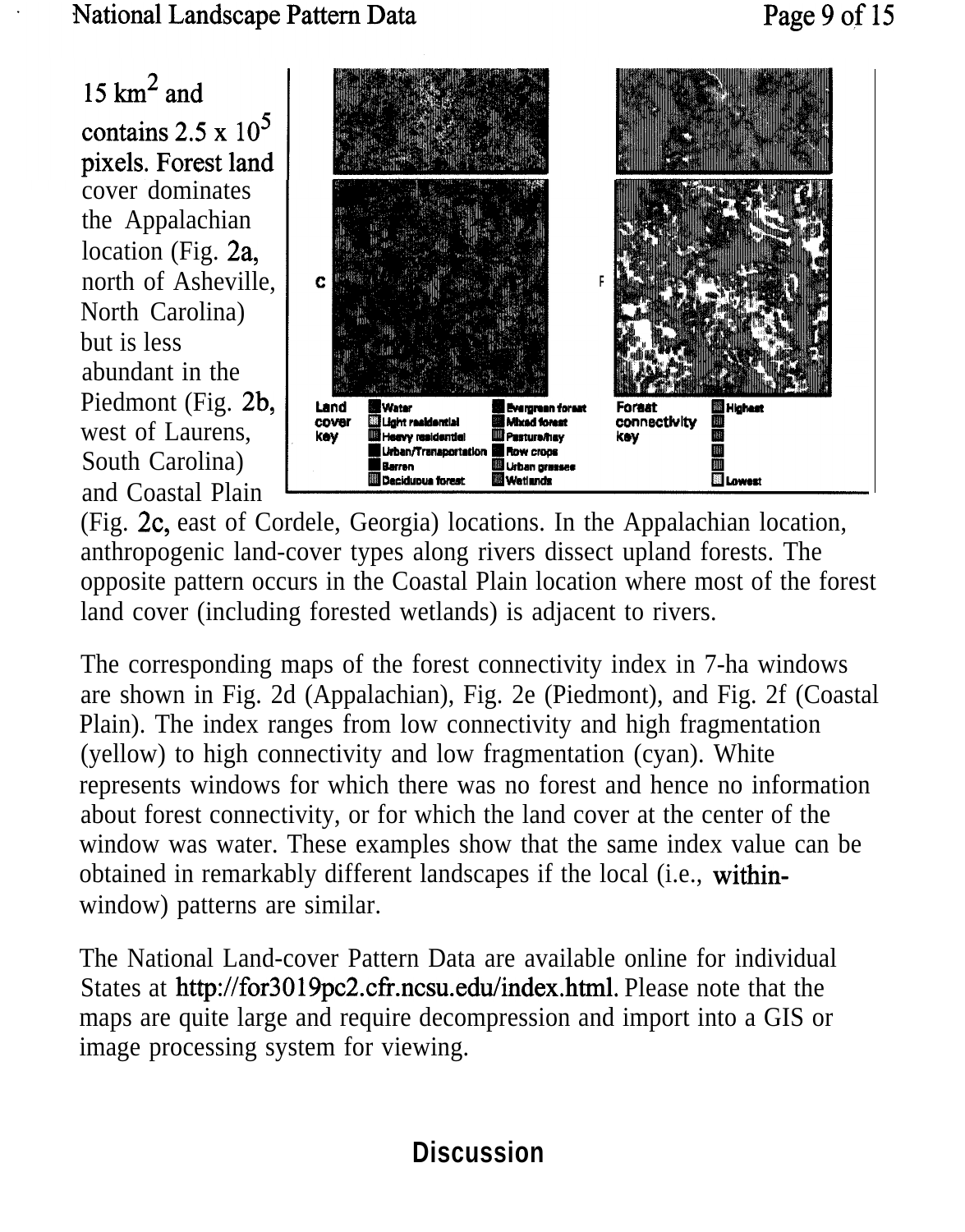15 km² and contains 2.5 x $10^5$ pixels. Forest land cover dominates the Appalachian location (Fig. 2a, north of Asheville, North Carolina) but is less abundant in the Piedmont (Fig. 2b, west of Laurens, South Carolina) and Coastal Plain (Fig. 2c, east of Cordele, Georgia) locations. In the Appalachian location, anthropogenic land-cover types along rivers dissect upland forests. The opposite pattern occurs in the Coastal Plain location where most of the forest land cover (including forested wetlands) is adjacent to rivers.

C

F

Land cover key

Water

Light residential

Heavy residential

Urban/Transportation

Barren

Deciduous forest

Evergreen forest

Mixed forest

Pasture/hay

Row crops

Urban grasses

Wetlands

Forest connectivity key

Highest

Lowest

The corresponding maps of the forest connectivity index in 7-ha windows are shown in Fig. 2d (Appalachian), Fig. 2e (Piedmont), and Fig. 2f (Coastal Plain). The index ranges from low connectivity and high fragmentation (yellow) to high connectivity and low fragmentation (cyan). White represents windows for which there was no forest and hence no information about forest connectivity, or for which the land cover at the center of the window was water. These examples show that the same index value can be obtained in remarkably different landscapes if the local (i.e., within-window) patterns are similar.

The National Land-cover Pattern Data are available online for individual States at http://for3019pc2.cfr.ncsu.edu/index.html. Please note that the maps are quite large and require decompression and import into a GIS or image processing system for viewing.

## Discussion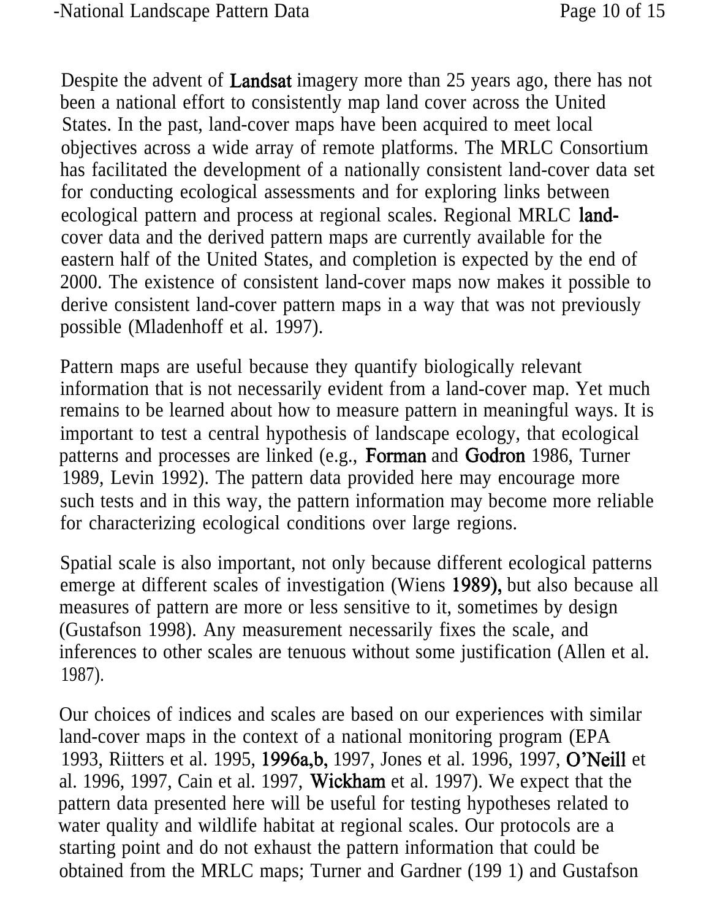Despite the advent of Landsat imagery more than 25 years ago, there has not been a national effort to consistently map land cover across the United States. In the past, land-cover maps have been acquired to meet local objectives across a wide array of remote platforms. The MRLC Consortium has facilitated the development of a nationally consistent land-cover data set for conducting ecological assessments and for exploring links between ecological pattern and process at regional scales. Regional MRLC land-cover data and the derived pattern maps are currently available for the eastern half of the United States, and completion is expected by the end of 2000. The existence of consistent land-cover maps now makes it possible to derive consistent land-cover pattern maps in a way that was not previously possible (Mladenhoff et al. 1997).

Pattern maps are useful because they quantify biologically relevant information that is not necessarily evident from a land-cover map. Yet much remains to be learned about how to measure pattern in meaningful ways. It is important to test a central hypothesis of landscape ecology, that ecological patterns and processes are linked (e.g., Forman and Godron 1986, Turner 1989, Levin 1992). The pattern data provided here may encourage more such tests and in this way, the pattern information may become more reliable for characterizing ecological conditions over large regions.

Spatial scale is also important, not only because different ecological patterns emerge at different scales of investigation (Wiens 1989), but also because all measures of pattern are more or less sensitive to it, sometimes by design (Gustafson 1998). Any measurement necessarily fixes the scale, and inferences to other scales are tenuous without some justification (Allen et al. 1987).

Our choices of indices and scales are based on our experiences with similar land-cover maps in the context of a national monitoring program (EPA 1993, Riitters et al. 1995, 1996a,b, 1997, Jones et al. 1996, 1997, O'Neill et al. 1996, 1997, Cain et al. 1997, Wickham et al. 1997). We expect that the pattern data presented here will be useful for testing hypotheses related to water quality and wildlife habitat at regional scales. Our protocols are a starting point and do not exhaust the pattern information that could be obtained from the MRLC maps; Turner and Gardner (199 1) and Gustafson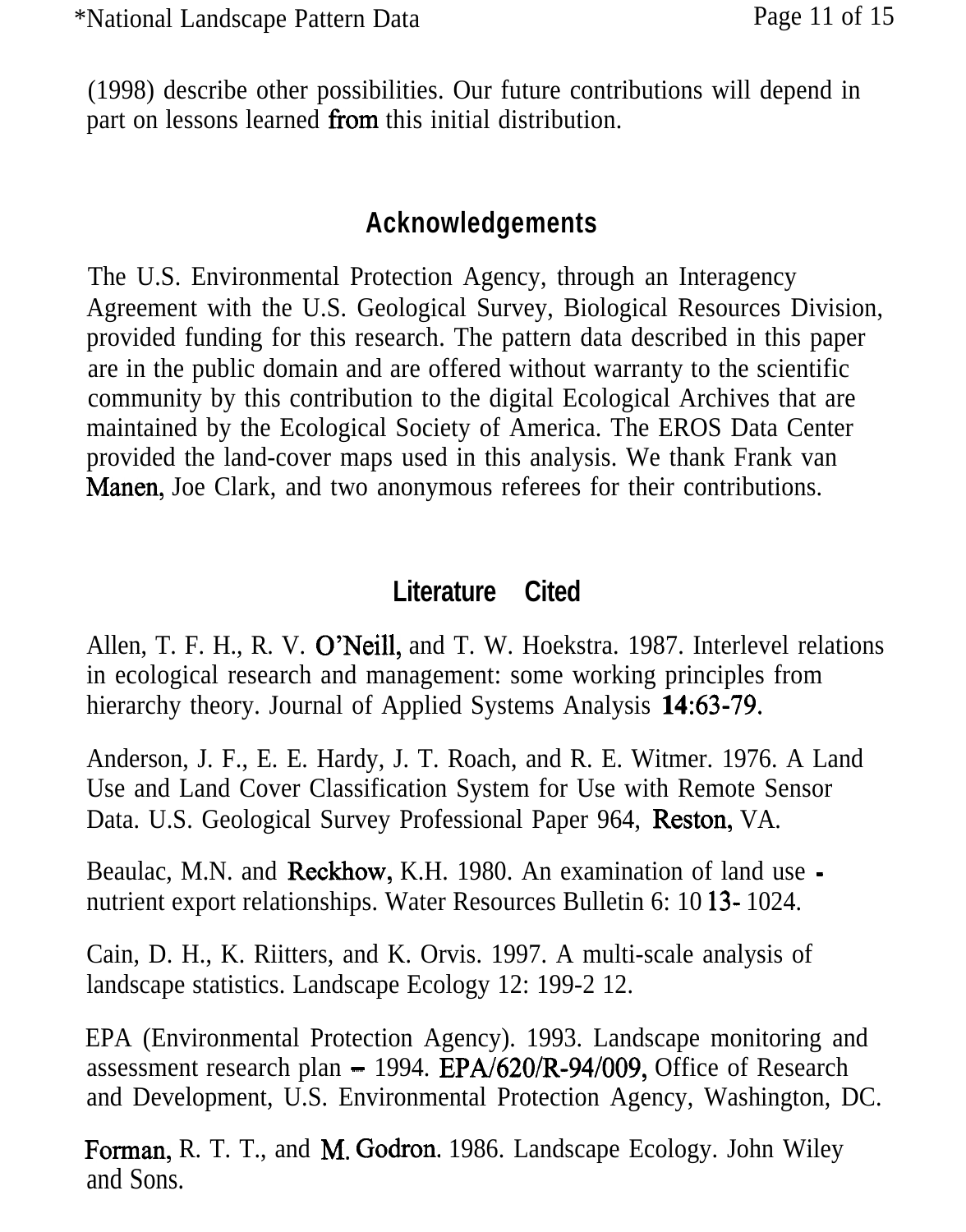(1998) describe other possibilities. Our future contributions will depend in part on lessons learned from this initial distribution.

## Acknowledgements

The U.S. Environmental Protection Agency, through an Interagency Agreement with the U.S. Geological Survey, Biological Resources Division, provided funding for this research. The pattern data described in this paper are in the public domain and are offered without warranty to the scientific community by this contribution to the digital Ecological Archives that are maintained by the Ecological Society of America. The EROS Data Center provided the land-cover maps used in this analysis. We thank Frank van Manen, Joe Clark, and two anonymous referees for their contributions.

## Literature Cited

Allen, T. F. H., R. V. O'Neill, and T. W. Hoekstra. 1987. Interlevel relations in ecological research and management: some working principles from hierarchy theory. Journal of Applied Systems Analysis 14:63-79.

Anderson, J. F., E. E. Hardy, J. T. Roach, and R. E. Witmer. 1976. A Land Use and Land Cover Classification System for Use with Remote Sensor Data. U.S. Geological Survey Professional Paper 964, Reston, VA.

Beaulac, M.N. and Reckhow, K.H. 1980. An examination of land use - nutrient export relationships. Water Resources Bulletin 6: 10 13- 1024.

Cain, D. H., K. Riitters, and K. Orvis. 1997. A multi-scale analysis of landscape statistics. Landscape Ecology 12: 199-2 12.

EPA (Environmental Protection Agency). 1993. Landscape monitoring and assessment research plan - 1994. EPA/620/R-94/009, Office of Research and Development, U.S. Environmental Protection Agency, Washington, DC.

Forman, R. T. T., and M. Godron. 1986. Landscape Ecology. John Wiley and Sons.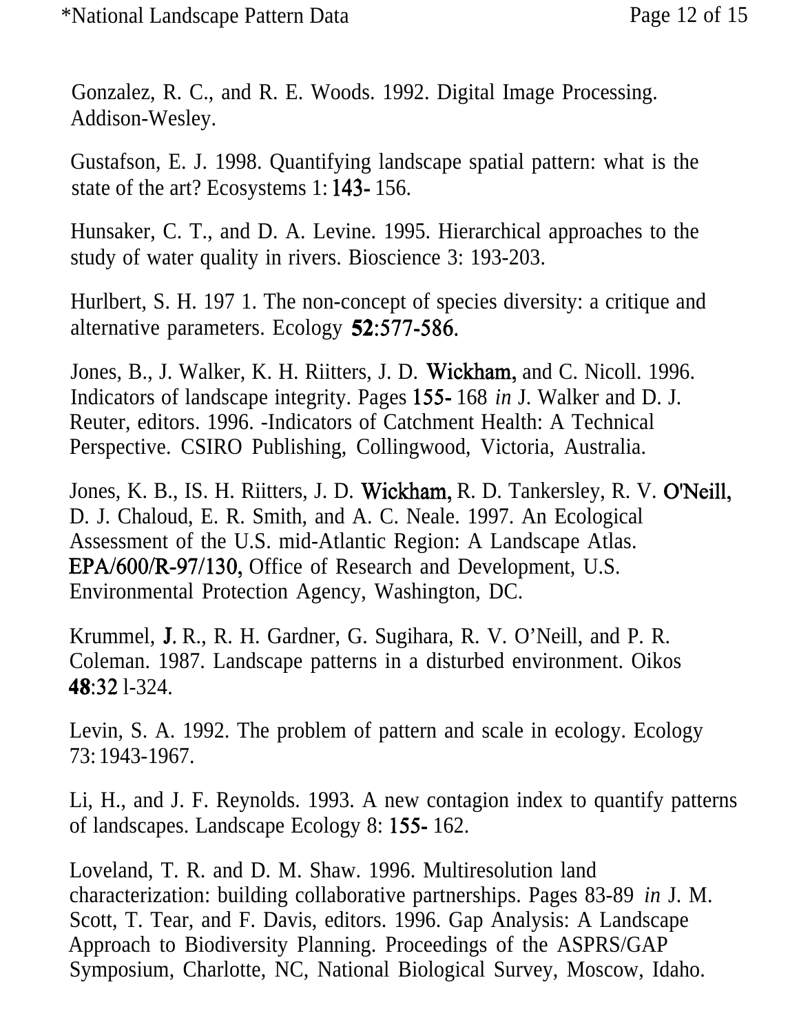Gonzalez, R. C., and R. E. Woods. 1992. Digital Image Processing. Addison-Wesley.

Gustafson, E. J. 1998. Quantifying landscape spatial pattern: what is the state of the art? Ecosystems 1: 143- 156.

Hunsaker, C. T., and D. A. Levine. 1995. Hierarchical approaches to the study of water quality in rivers. Bioscience 3: 193-203.

Hurlbert, S. H. 197 1. The non-concept of species diversity: a critique and alternative parameters. Ecology 52:577-586.

Jones, B., J. Walker, K. H. Riitters, J. D. Wickham, and C. Nicoll. 1996. Indicators of landscape integrity. Pages 155- 168 *in* J. Walker and D. J. Reuter, editors. 1996. -Indicators of Catchment Health: A Technical Perspective. CSIRO Publishing, Collingwood, Victoria, Australia.

Jones, K. B., IS. H. Riitters, J. D. Wickham, R. D. Tankersley, R. V. O'Neill, D. J. Chaloud, E. R. Smith, and A. C. Neale. 1997. An Ecological Assessment of the U.S. mid-Atlantic Region: A Landscape Atlas. EPA/600/R-97/130, Office of Research and Development, U.S. Environmental Protection Agency, Washington, DC.

Krummel, J. R., R. H. Gardner, G. Sugihara, R. V. O'Neill, and P. R. Coleman. 1987. Landscape patterns in a disturbed environment. Oikos 48:32 l-324.

Levin, S. A. 1992. The problem of pattern and scale in ecology. Ecology 73: 1943-1967.

Li, H., and J. F. Reynolds. 1993. A new contagion index to quantify patterns of landscapes. Landscape Ecology 8: 155- 162.

Loveland, T. R. and D. M. Shaw. 1996. Multiresolution land characterization: building collaborative partnerships. Pages 83-89 *in* J. M. Scott, T. Tear, and F. Davis, editors. 1996. Gap Analysis: A Landscape Approach to Biodiversity Planning. Proceedings of the ASPRS/GAP Symposium, Charlotte, NC, National Biological Survey, Moscow, Idaho.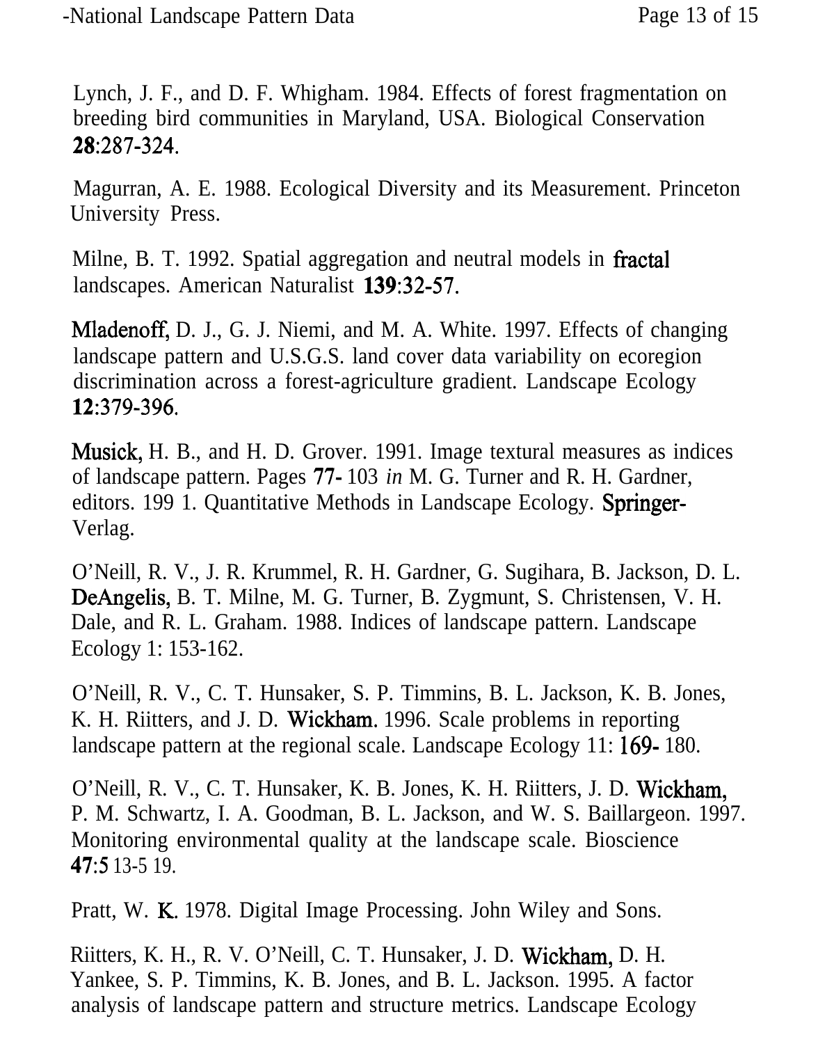Lynch, J. F., and D. F. Whigham. 1984. Effects of forest fragmentation on breeding bird communities in Maryland, USA. Biological Conservation 28:287-324.

Magurran, A. E. 1988. Ecological Diversity and its Measurement. Princeton University Press.

Milne, B. T. 1992. Spatial aggregation and neutral models in fractal landscapes. American Naturalist 139:32-57.

Mladenoff, D. J., G. J. Niemi, and M. A. White. 1997. Effects of changing landscape pattern and U.S.G.S. land cover data variability on ecoregion discrimination across a forest-agriculture gradient. Landscape Ecology 12:379-396.

Musick, H. B., and H. D. Grover. 1991. Image textural measures as indices of landscape pattern. Pages 77- 103 *in* M. G. Turner and R. H. Gardner, editors. 199 1. Quantitative Methods in Landscape Ecology. Springer-Verlag.

O'Neill, R. V., J. R. Krummel, R. H. Gardner, G. Sugihara, B. Jackson, D. L. DeAngelis, B. T. Milne, M. G. Turner, B. Zygmunt, S. Christensen, V. H. Dale, and R. L. Graham. 1988. Indices of landscape pattern. Landscape Ecology 1: 153-162.

O'Neill, R. V., C. T. Hunsaker, S. P. Timmins, B. L. Jackson, K. B. Jones, K. H. Riitters, and J. D. Wickham. 1996. Scale problems in reporting landscape pattern at the regional scale. Landscape Ecology 11: 169- 180.

O'Neill, R. V., C. T. Hunsaker, K. B. Jones, K. H. Riitters, J. D. Wickham, P. M. Schwartz, I. A. Goodman, B. L. Jackson, and W. S. Baillargeon. 1997. Monitoring environmental quality at the landscape scale. Bioscience 47:5 13-5 19.

Pratt, W. K. 1978. Digital Image Processing. John Wiley and Sons.

Riitters, K. H., R. V. O'Neill, C. T. Hunsaker, J. D. Wickham, D. H. Yankee, S. P. Timmins, K. B. Jones, and B. L. Jackson. 1995. A factor analysis of landscape pattern and structure metrics. Landscape Ecology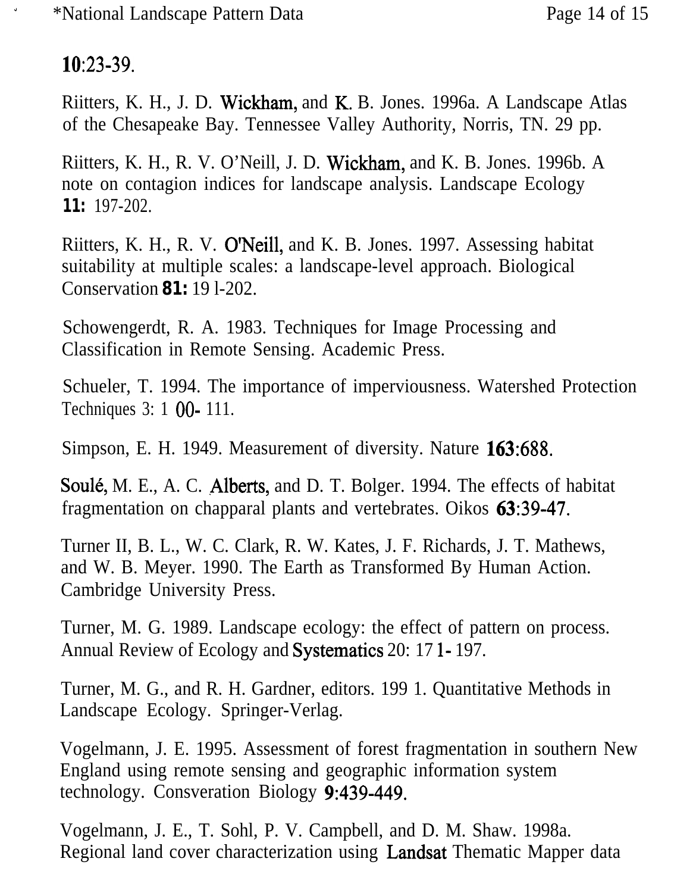10:23-39.

Riitters, K. H., J. D. Wickham, and K. B. Jones. 1996a. A Landscape Atlas of the Chesapeake Bay. Tennessee Valley Authority, Norris, TN. 29 pp.

Riitters, K. H., R. V. O'Neill, J. D. Wickham, and K. B. Jones. 1996b. A note on contagion indices for landscape analysis. Landscape Ecology **11:** 197-202.

Riitters, K. H., R. V. O'Neill, and K. B. Jones. 1997. Assessing habitat suitability at multiple scales: a landscape-level approach. Biological Conservation **81:** 19 l-202.

Schowengerdt, R. A. 1983. Techniques for Image Processing and Classification in Remote Sensing. Academic Press.

Schueler, T. 1994. The importance of imperviousness. Watershed Protection Techniques 3: 1 00- 111.

Simpson, E. H. 1949. Measurement of diversity. Nature **163**:688.

Soulé, M. E., A. C. Alberts, and D. T. Bolger. 1994. The effects of habitat fragmentation on chapparal plants and vertebrates. Oikos **63**:39-47.

Turner II, B. L., W. C. Clark, R. W. Kates, J. F. Richards, J. T. Mathews, and W. B. Meyer. 1990. The Earth as Transformed By Human Action. Cambridge University Press.

Turner, M. G. 1989. Landscape ecology: the effect of pattern on process. Annual Review of Ecology and Systematics 20: 17 1- 197.

Turner, M. G., and R. H. Gardner, editors. 199 1. Quantitative Methods in Landscape Ecology. Springer-Verlag.

Vogelmann, J. E. 1995. Assessment of forest fragmentation in southern New England using remote sensing and geographic information system technology. Consveration Biology **9**:439-449.

Vogelmann, J. E., T. Sohl, P. V. Campbell, and D. M. Shaw. 1998a. Regional land cover characterization using Landsat Thematic Mapper data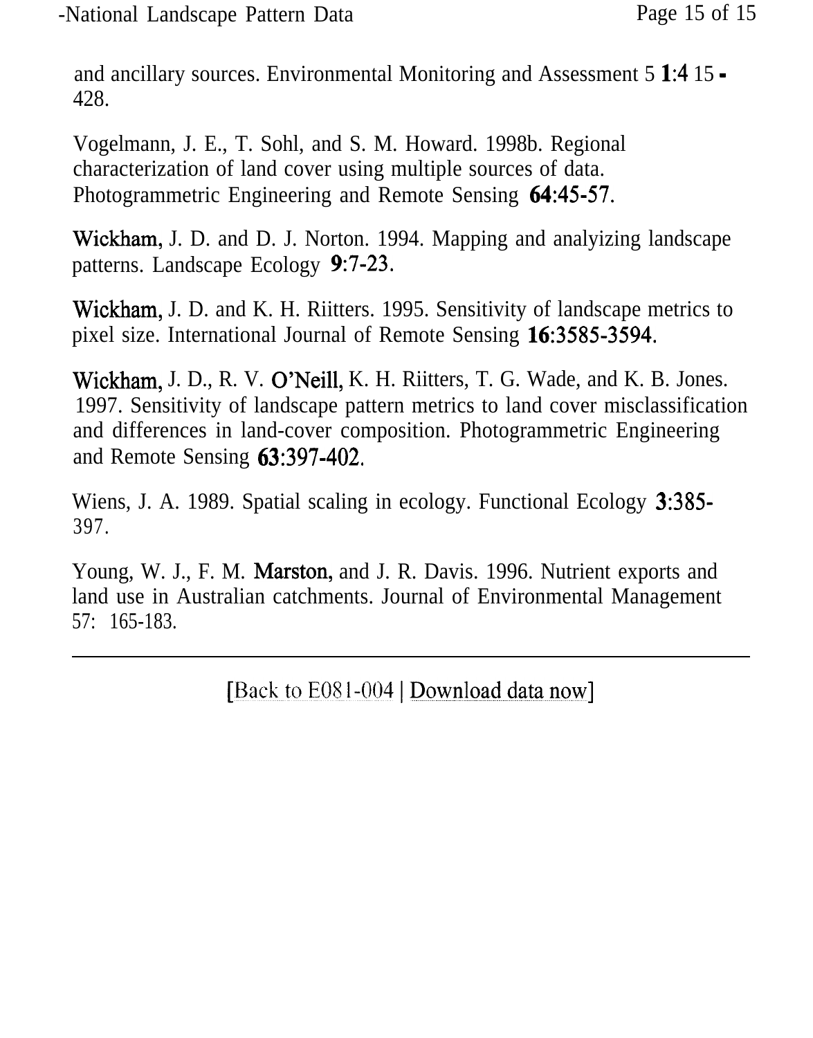and ancillary sources. Environmental Monitoring and Assessment 51:415-428.

Vogelmann, J. E., T. Sohl, and S. M. Howard. 1998b. Regional characterization of land cover using multiple sources of data. Photogrammetric Engineering and Remote Sensing **64**:45-57.

Wickham, J. D. and D. J. Norton. 1994. Mapping and analyizing landscape patterns. Landscape Ecology **9**:7-23.

Wickham, J. D. and K. H. Riitters. 1995. Sensitivity of landscape metrics to pixel size. International Journal of Remote Sensing **16**:3585-3594.

Wickham, J. D., R. V. O'Neill, K. H. Riitters, T. G. Wade, and K. B. Jones. 1997. Sensitivity of landscape pattern metrics to land cover misclassification and differences in land-cover composition. Photogrammetric Engineering and Remote Sensing **63**:397-402.

Wiens, J. A. 1989. Spatial scaling in ecology. Functional Ecology **3**:385-397.

Young, W. J., F. M. Marston, and J. R. Davis. 1996. Nutrient exports and land use in Australian catchments. Journal of Environmental Management 57: 165-183.

---

[Back to E081-004 | Download data now]